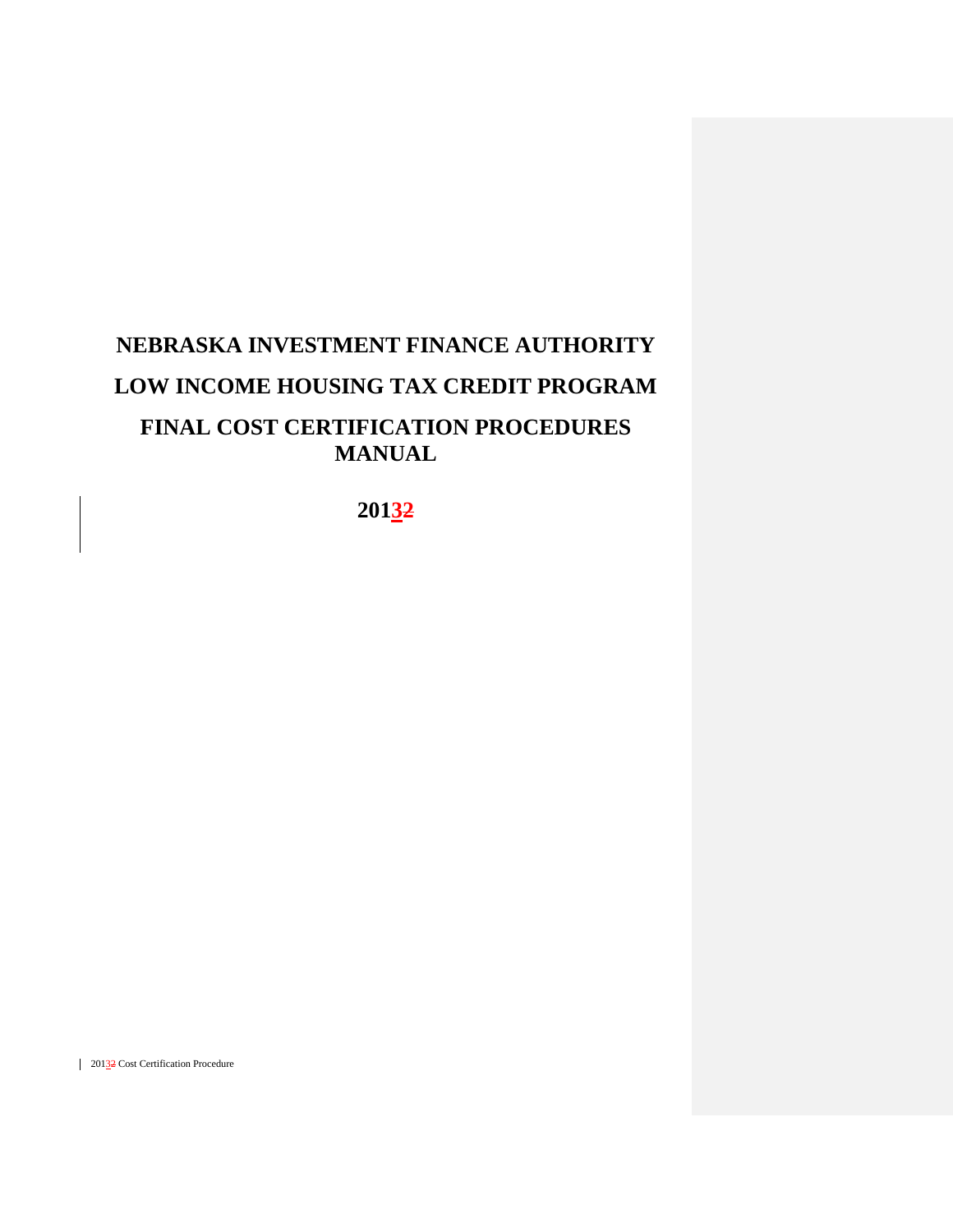# NEBRASKA INVESTMENT FINANCE AUTHORITY

# LOW INCOME HOUSING TAX CREDIT PROGRAM

# FINAL COST CERTIFICATION PROCEDURES MANUAL

**2013~~2~~**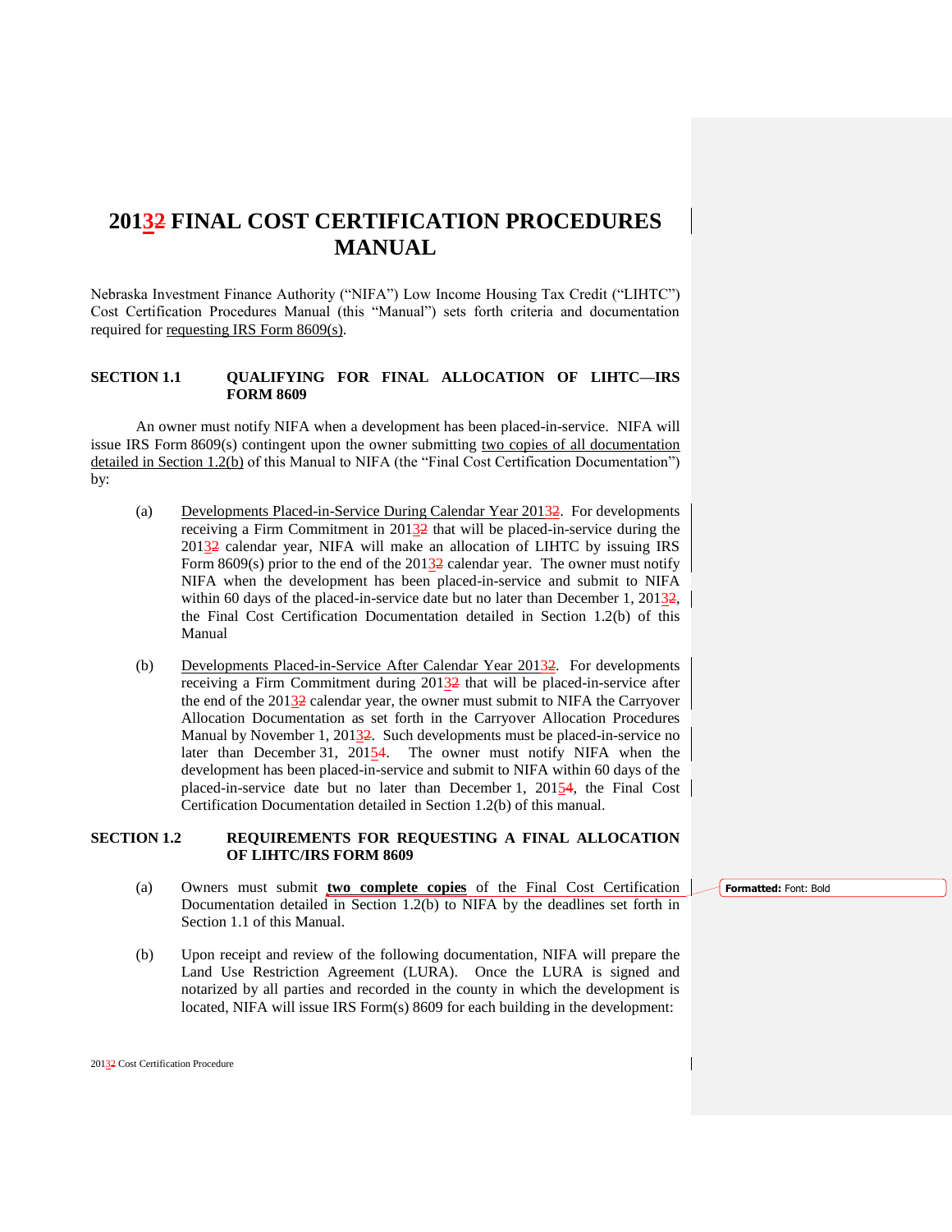# 20132 FINAL COST CERTIFICATION PROCEDURES MANUAL

Nebraska Investment Finance Authority ("NIFA") Low Income Housing Tax Credit ("LIHTC") Cost Certification Procedures Manual (this "Manual") sets forth criteria and documentation required for requesting IRS Form 8609(s).

## SECTION 1.1 QUALIFYING FOR FINAL ALLOCATION OF LIHTC—IRS FORM 8609

An owner must notify NIFA when a development has been placed-in-service. NIFA will issue IRS Form 8609(s) contingent upon the owner submitting two copies of all documentation detailed in Section 1.2(b) of this Manual to NIFA (the "Final Cost Certification Documentation") by:

(a) Developments Placed-in-Service During Calendar Year 20132. For developments receiving a Firm Commitment in 20132 that will be placed-in-service during the 20132 calendar year, NIFA will make an allocation of LIHTC by issuing IRS Form 8609(s) prior to the end of the 20132 calendar year. The owner must notify NIFA when the development has been placed-in-service and submit to NIFA within 60 days of the placed-in-service date but no later than December 1, 20132, the Final Cost Certification Documentation detailed in Section 1.2(b) of this Manual

(b) Developments Placed-in-Service After Calendar Year 20132. For developments receiving a Firm Commitment during 20132 that will be placed-in-service after the end of the 20132 calendar year, the owner must submit to NIFA the Carryover Allocation Documentation as set forth in the Carryover Allocation Procedures Manual by November 1, 20132. Such developments must be placed-in-service no later than December 31, 20154. The owner must notify NIFA when the development has been placed-in-service and submit to NIFA within 60 days of the placed-in-service date but no later than December 1, 20154, the Final Cost Certification Documentation detailed in Section 1.2(b) of this manual.

## SECTION 1.2 REQUIREMENTS FOR REQUESTING A FINAL ALLOCATION OF LIHTC/IRS FORM 8609

(a) Owners must submit **two complete copies** of the Final Cost Certification Documentation detailed in Section 1.2(b) to NIFA by the deadlines set forth in Section 1.1 of this Manual.

(b) Upon receipt and review of the following documentation, NIFA will prepare the Land Use Restriction Agreement (LURA). Once the LURA is signed and notarized by all parties and recorded in the county in which the development is located, NIFA will issue IRS Form(s) 8609 for each building in the development: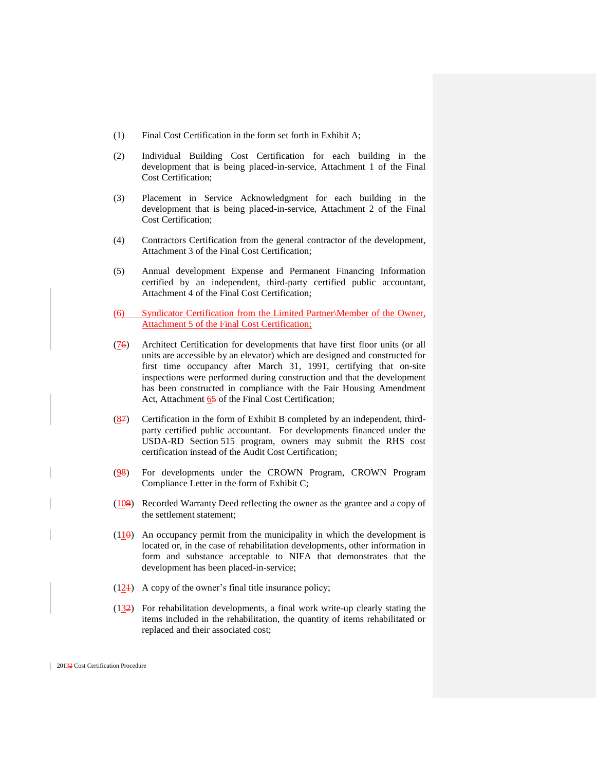(1) Final Cost Certification in the form set forth in Exhibit A;

(2) Individual Building Cost Certification for each building in the development that is being placed-in-service, Attachment 1 of the Final Cost Certification;

(3) Placement in Service Acknowledgment for each building in the development that is being placed-in-service, Attachment 2 of the Final Cost Certification;

(4) Contractors Certification from the general contractor of the development, Attachment 3 of the Final Cost Certification;

(5) Annual development Expense and Permanent Financing Information certified by an independent, third-party certified public accountant, Attachment 4 of the Final Cost Certification;

(6) Syndicator Certification from the Limited Partner\Member of the Owner, Attachment 5 of the Final Cost Certification;

(7~~6~~) Architect Certification for developments that have first floor units (or all units are accessible by an elevator) which are designed and constructed for first time occupancy after March 31, 1991, certifying that on-site inspections were performed during construction and that the development has been constructed in compliance with the Fair Housing Amendment Act, Attachment 6~~5~~ of the Final Cost Certification;

(8~~7~~) Certification in the form of Exhibit B completed by an independent, third-party certified public accountant. For developments financed under the USDA-RD Section 515 program, owners may submit the RHS cost certification instead of the Audit Cost Certification;

(9~~8~~) For developments under the CROWN Program, CROWN Program Compliance Letter in the form of Exhibit C;

(10~~9~~) Recorded Warranty Deed reflecting the owner as the grantee and a copy of the settlement statement;

(11~~0~~) An occupancy permit from the municipality in which the development is located or, in the case of rehabilitation developments, other information in form and substance acceptable to NIFA that demonstrates that the development has been placed-in-service;

(12~~1~~) A copy of the owner's final title insurance policy;

(13~~2~~) For rehabilitation developments, a final work write-up clearly stating the items included in the rehabilitation, the quantity of items rehabilitated or replaced and their associated cost;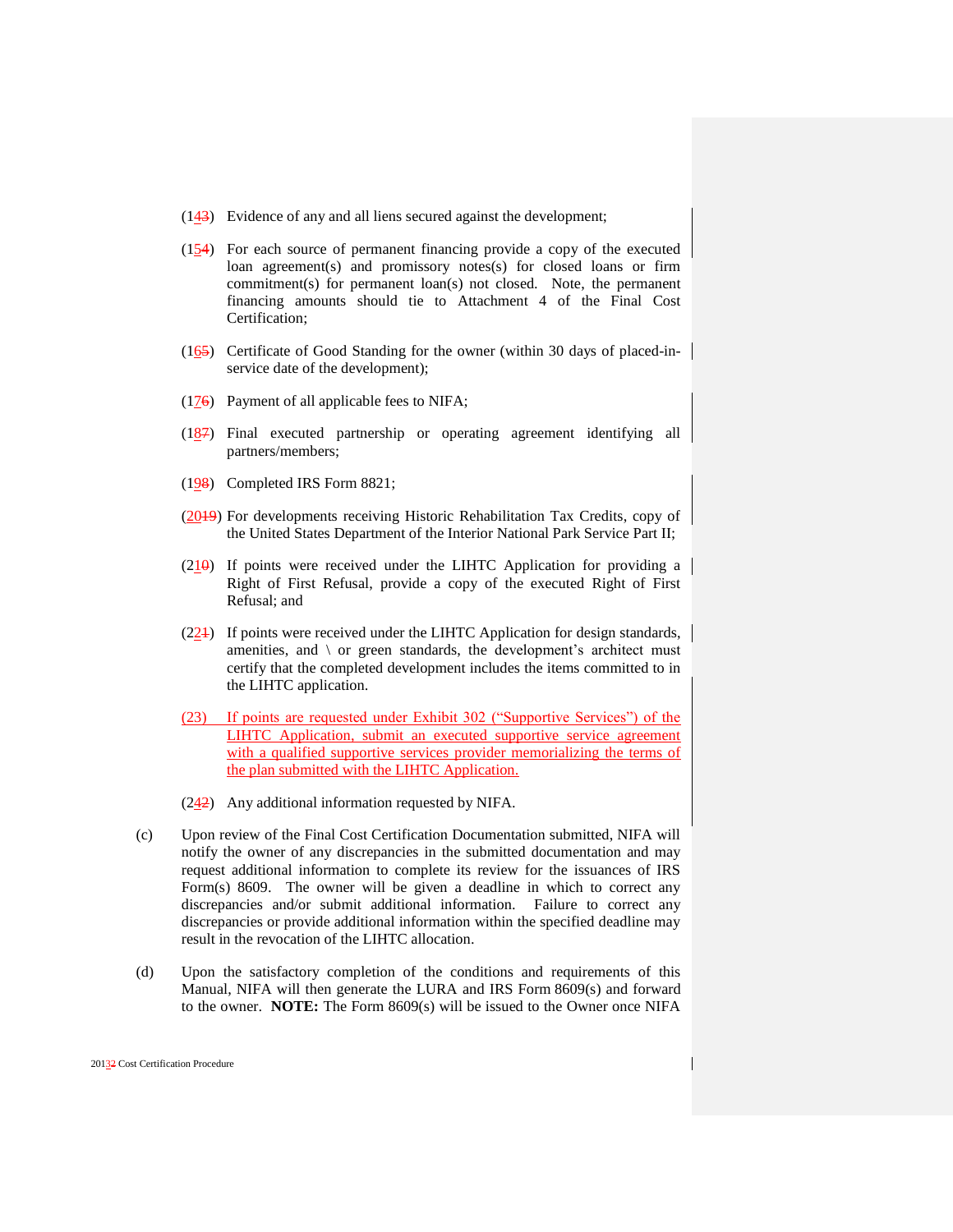(143) Evidence of any and all liens secured against the development;

(154) For each source of permanent financing provide a copy of the executed loan agreement(s) and promissory notes(s) for closed loans or firm commitment(s) for permanent loan(s) not closed. Note, the permanent financing amounts should tie to Attachment 4 of the Final Cost Certification;

(165) Certificate of Good Standing for the owner (within 30 days of placed-in-service date of the development);

(176) Payment of all applicable fees to NIFA;

(187) Final executed partnership or operating agreement identifying all partners/members;

(198) Completed IRS Form 8821;

(2019) For developments receiving Historic Rehabilitation Tax Credits, copy of the United States Department of the Interior National Park Service Part II;

(210) If points were received under the LIHTC Application for providing a Right of First Refusal, provide a copy of the executed Right of First Refusal; and

(221) If points were received under the LIHTC Application for design standards, amenities, and \ or green standards, the development's architect must certify that the completed development includes the items committed to in the LIHTC application.

(23) If points are requested under Exhibit 302 ("Supportive Services") of the LIHTC Application, submit an executed supportive service agreement with a qualified supportive services provider memorializing the terms of the plan submitted with the LIHTC Application.

(242) Any additional information requested by NIFA.

(c) Upon review of the Final Cost Certification Documentation submitted, NIFA will notify the owner of any discrepancies in the submitted documentation and may request additional information to complete its review for the issuances of IRS Form(s) 8609. The owner will be given a deadline in which to correct any discrepancies and/or submit additional information. Failure to correct any discrepancies or provide additional information within the specified deadline may result in the revocation of the LIHTC allocation.

(d) Upon the satisfactory completion of the conditions and requirements of this Manual, NIFA will then generate the LURA and IRS Form 8609(s) and forward to the owner. **NOTE:** The Form 8609(s) will be issued to the Owner once NIFA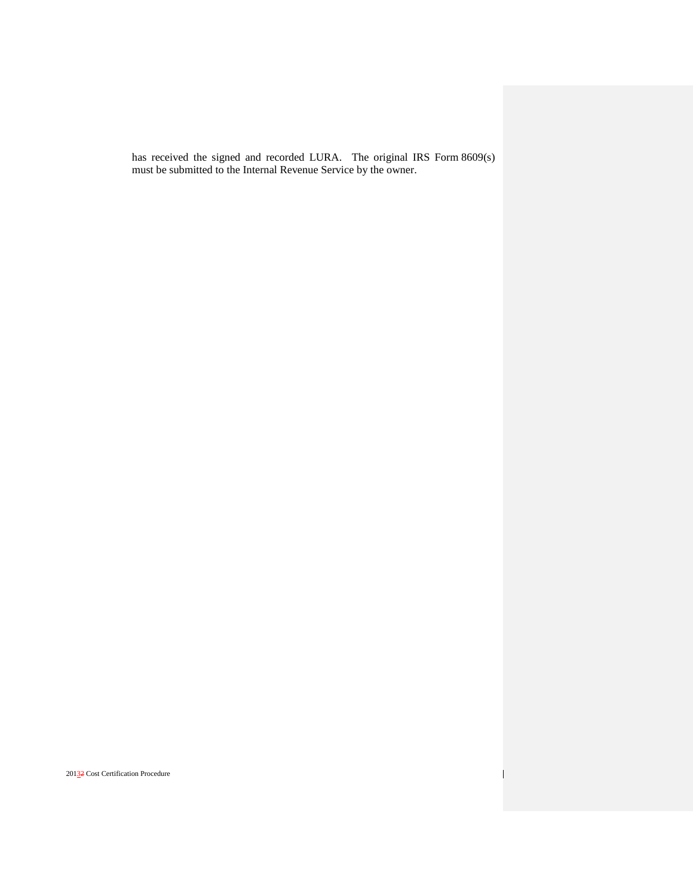has received the signed and recorded LURA. The original IRS Form 8609(s) must be submitted to the Internal Revenue Service by the owner.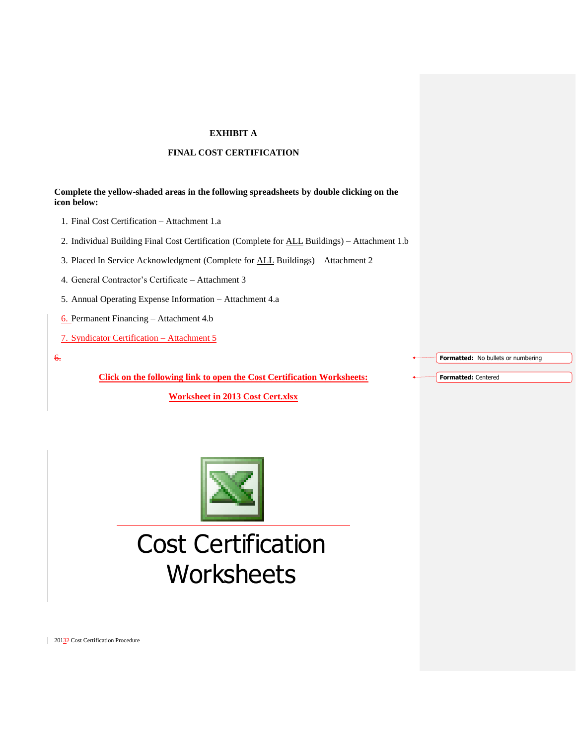**EXHIBIT A**

**FINAL COST CERTIFICATION**

**Complete the yellow-shaded areas in the following spreadsheets by double clicking on the icon below:**

1. Final Cost Certification – Attachment 1.a
2. Individual Building Final Cost Certification (Complete for ALL Buildings) – Attachment 1.b
3. Placed In Service Acknowledgment (Complete for ALL Buildings) – Attachment 2
4. General Contractor's Certificate – Attachment 3
5. Annual Operating Expense Information – Attachment 4.a
6. Permanent Financing – Attachment 4.b
7. Syndicator Certification – Attachment 5

**Click on the following link to open the Cost Certification Worksheets:**

**Worksheet in 2013 Cost Cert.xlsx**

Cost Certification Worksheets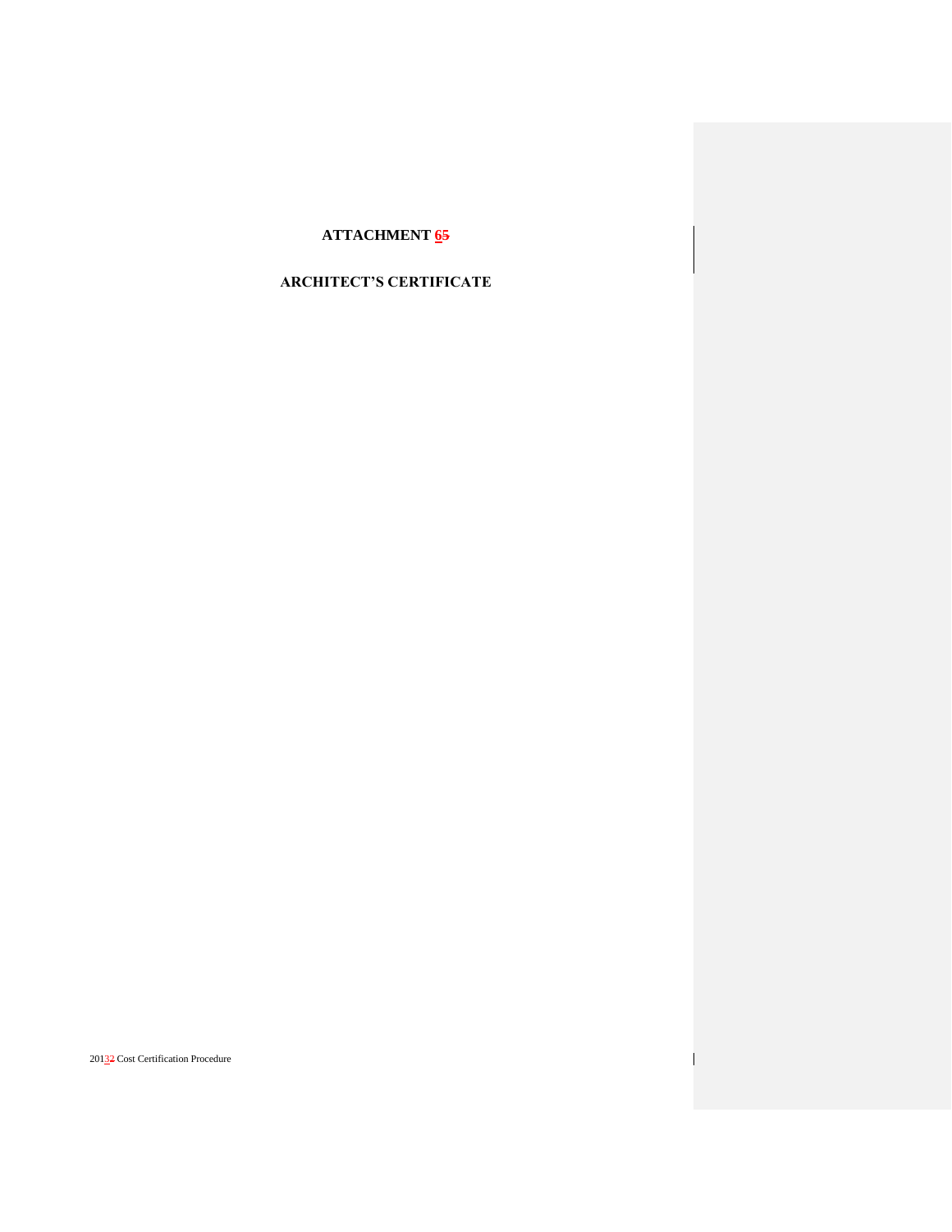# ATTACHMENT 65

## ARCHITECT'S CERTIFICATE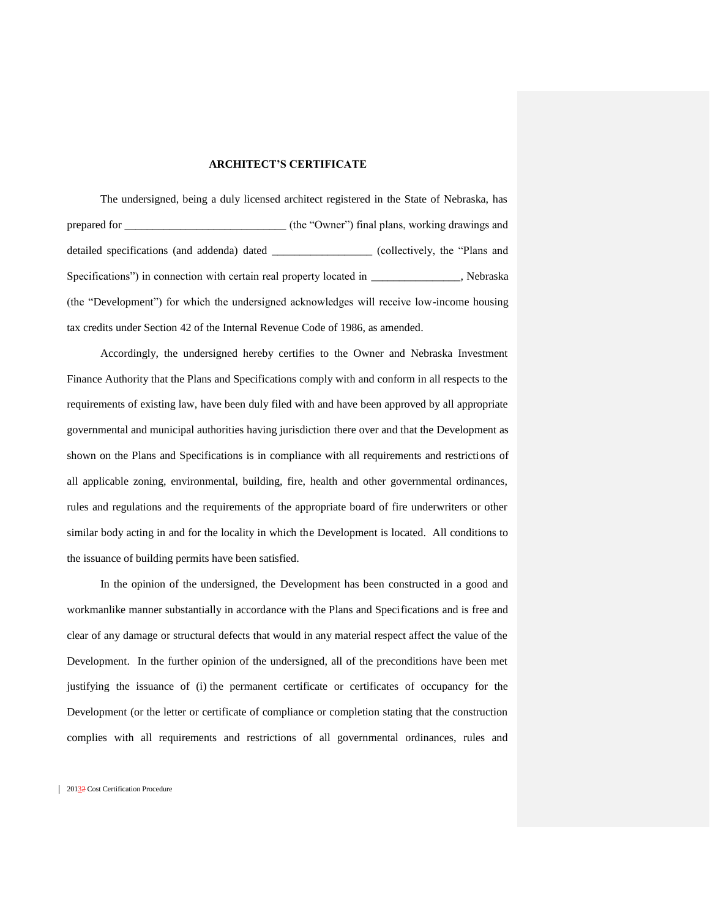**ARCHITECT'S CERTIFICATE**

The undersigned, being a duly licensed architect registered in the State of Nebraska, has prepared for ____________________________ (the "Owner") final plans, working drawings and detailed specifications (and addenda) dated _________________ (collectively, the "Plans and Specifications") in connection with certain real property located in _______________, Nebraska (the "Development") for which the undersigned acknowledges will receive low-income housing tax credits under Section 42 of the Internal Revenue Code of 1986, as amended.

Accordingly, the undersigned hereby certifies to the Owner and Nebraska Investment Finance Authority that the Plans and Specifications comply with and conform in all respects to the requirements of existing law, have been duly filed with and have been approved by all appropriate governmental and municipal authorities having jurisdiction there over and that the Development as shown on the Plans and Specifications is in compliance with all requirements and restrictions of all applicable zoning, environmental, building, fire, health and other governmental ordinances, rules and regulations and the requirements of the appropriate board of fire underwriters or other similar body acting in and for the locality in which the Development is located. All conditions to the issuance of building permits have been satisfied.

In the opinion of the undersigned, the Development has been constructed in a good and workmanlike manner substantially in accordance with the Plans and Specifications and is free and clear of any damage or structural defects that would in any material respect affect the value of the Development. In the further opinion of the undersigned, all of the preconditions have been met justifying the issuance of (i) the permanent certificate or certificates of occupancy for the Development (or the letter or certificate of compliance or completion stating that the construction complies with all requirements and restrictions of all governmental ordinances, rules and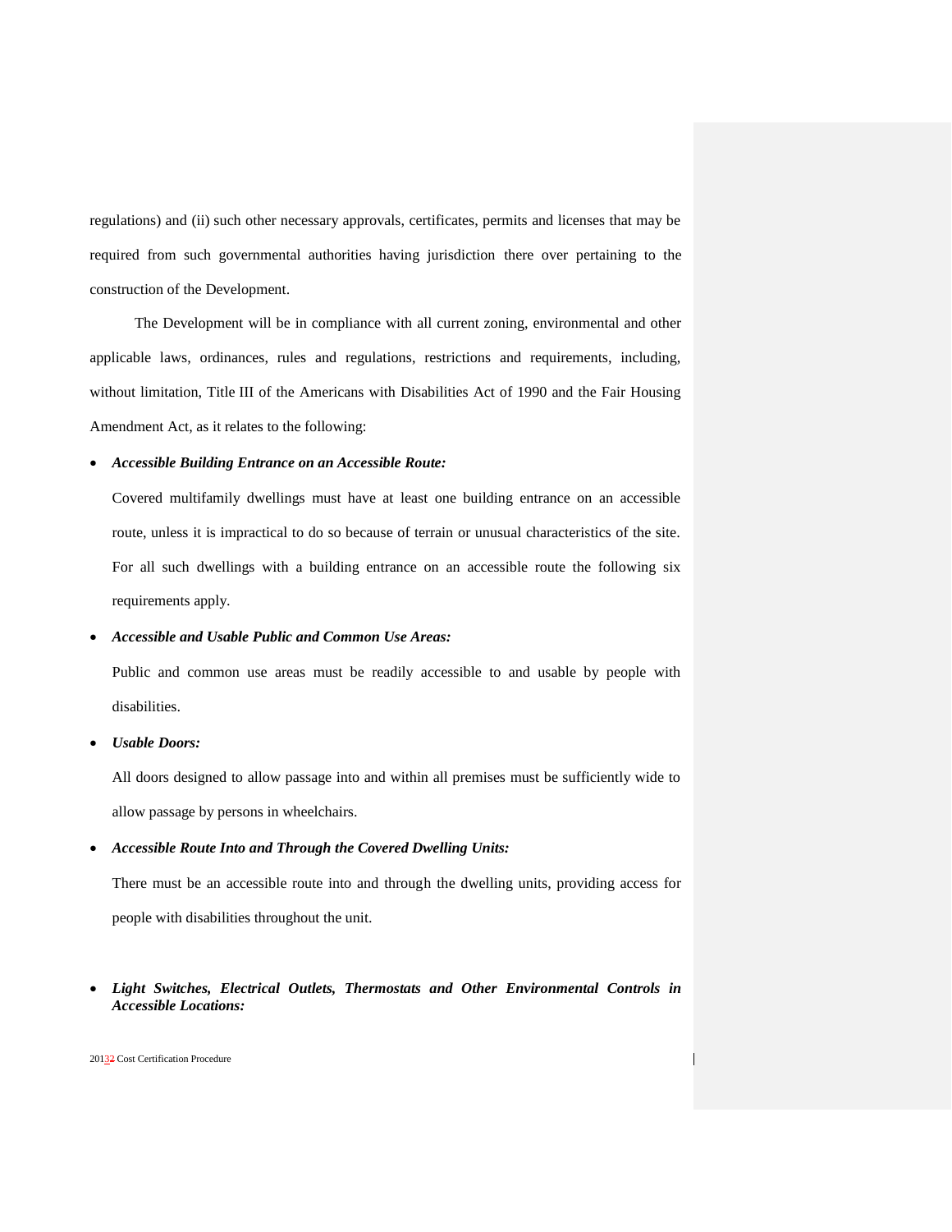regulations) and (ii) such other necessary approvals, certificates, permits and licenses that may be required from such governmental authorities having jurisdiction there over pertaining to the construction of the Development.

The Development will be in compliance with all current zoning, environmental and other applicable laws, ordinances, rules and regulations, restrictions and requirements, including, without limitation, Title III of the Americans with Disabilities Act of 1990 and the Fair Housing Amendment Act, as it relates to the following:

- ***Accessible Building Entrance on an Accessible Route:***

  Covered multifamily dwellings must have at least one building entrance on an accessible route, unless it is impractical to do so because of terrain or unusual characteristics of the site. For all such dwellings with a building entrance on an accessible route the following six requirements apply.

- ***Accessible and Usable Public and Common Use Areas:***

  Public and common use areas must be readily accessible to and usable by people with disabilities.

- ***Usable Doors:***

  All doors designed to allow passage into and within all premises must be sufficiently wide to allow passage by persons in wheelchairs.

- ***Accessible Route Into and Through the Covered Dwelling Units:***

  There must be an accessible route into and through the dwelling units, providing access for people with disabilities throughout the unit.

- ***Light Switches, Electrical Outlets, Thermostats and Other Environmental Controls in Accessible Locations:***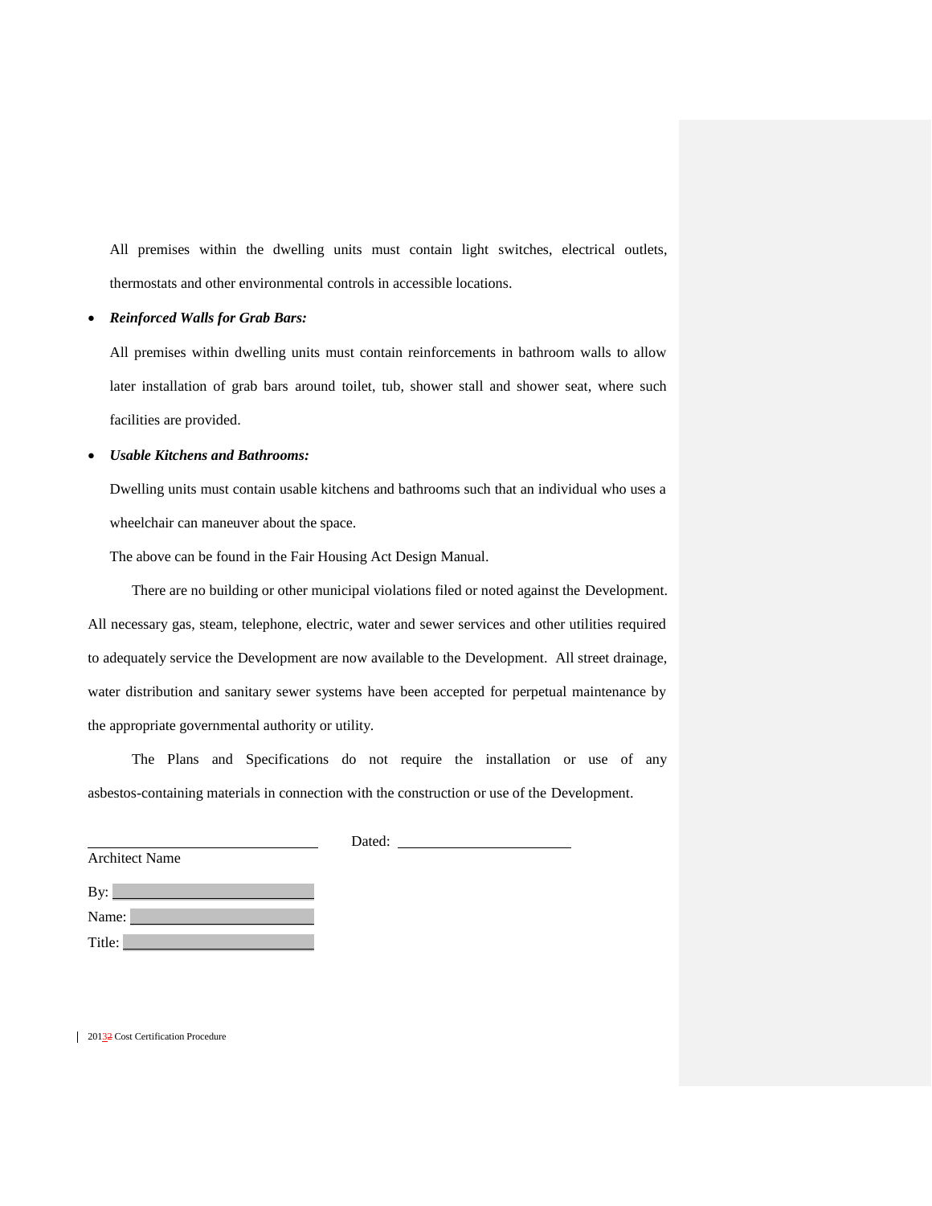All premises within the dwelling units must contain light switches, electrical outlets, thermostats and other environmental controls in accessible locations.

- ***Reinforced Walls for Grab Bars:***

  All premises within dwelling units must contain reinforcements in bathroom walls to allow later installation of grab bars around toilet, tub, shower stall and shower seat, where such facilities are provided.

- ***Usable Kitchens and Bathrooms:***

  Dwelling units must contain usable kitchens and bathrooms such that an individual who uses a wheelchair can maneuver about the space.

  The above can be found in the Fair Housing Act Design Manual.

There are no building or other municipal violations filed or noted against the Development. All necessary gas, steam, telephone, electric, water and sewer services and other utilities required to adequately service the Development are now available to the Development. All street drainage, water distribution and sanitary sewer systems have been accepted for perpetual maintenance by the appropriate governmental authority or utility.

The Plans and Specifications do not require the installation or use of any asbestos-containing materials in connection with the construction or use of the Development.

\_\_\_\_\_\_\_\_\_\_\_\_\_\_\_\_\_\_\_\_\_\_\_\_\_\_\_\_\_\_ Dated: \_\_\_\_\_\_\_\_\_\_\_\_\_\_\_\_\_\_\_\_\_\_\_\_

Architect Name

By: \_\_\_\_\_\_\_\_\_\_\_\_\_\_\_\_\_\_\_\_\_\_\_\_\_\_

Name: \_\_\_\_\_\_\_\_\_\_\_\_\_\_\_\_\_\_\_\_\_\_\_\_

Title: \_\_\_\_\_\_\_\_\_\_\_\_\_\_\_\_\_\_\_\_\_\_\_\_\_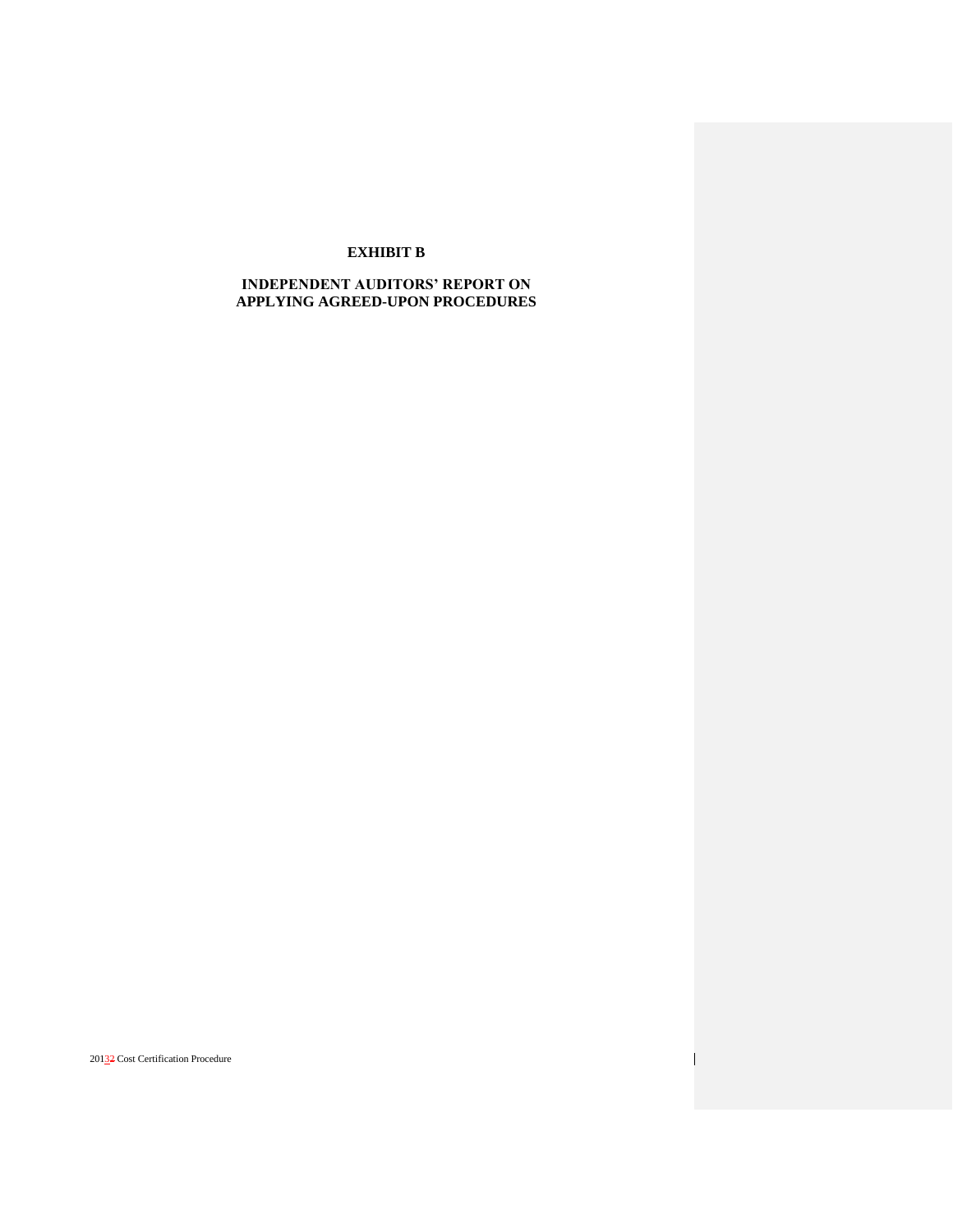# EXHIBIT B

## INDEPENDENT AUDITORS' REPORT ON APPLYING AGREED-UPON PROCEDURES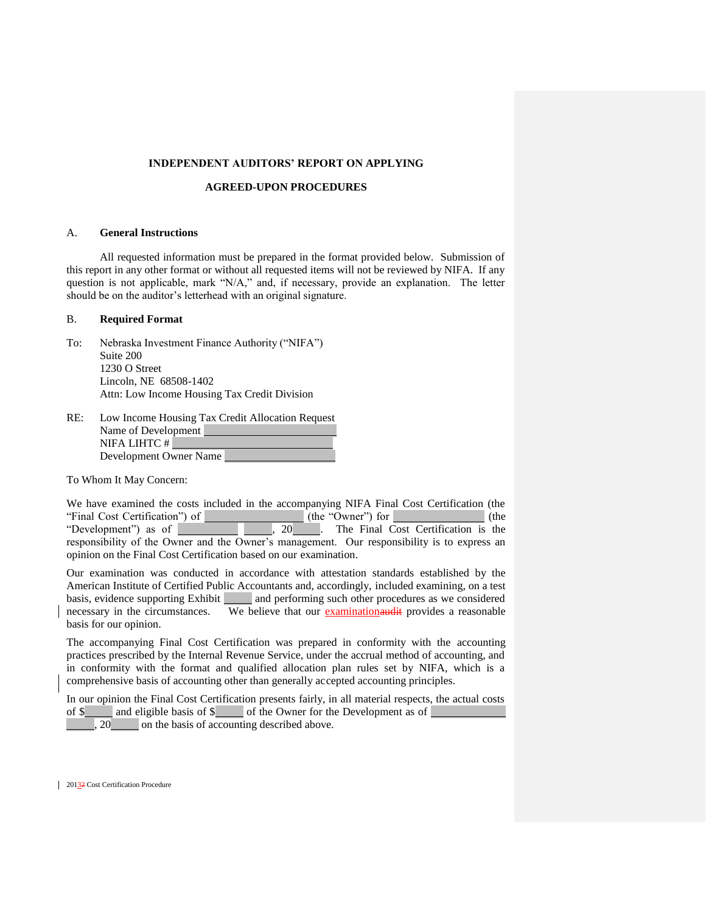**INDEPENDENT AUDITORS' REPORT ON APPLYING**

**AGREED-UPON PROCEDURES**

A. **General Instructions**

All requested information must be prepared in the format provided below. Submission of this report in any other format or without all requested items will not be reviewed by NIFA. If any question is not applicable, mark "N/A," and, if necessary, provide an explanation. The letter should be on the auditor's letterhead with an original signature.

B. **Required Format**

To: Nebraska Investment Finance Authority ("NIFA")
Suite 200
1230 O Street
Lincoln, NE 68508-1402
Attn: Low Income Housing Tax Credit Division

RE: Low Income Housing Tax Credit Allocation Request
Name of Development ____________
NIFA LIHTC # ____________
Development Owner Name ____________

To Whom It May Concern:

We have examined the costs included in the accompanying NIFA Final Cost Certification (the "Final Cost Certification") of ____________ (the "Owner") for ____________ (the "Development") as of ____________ ______, 20______. The Final Cost Certification is the responsibility of the Owner and the Owner's management. Our responsibility is to express an opinion on the Final Cost Certification based on our examination.

Our examination was conducted in accordance with attestation standards established by the American Institute of Certified Public Accountants and, accordingly, included examining, on a test basis, evidence supporting Exhibit ______ and performing such other procedures as we considered necessary in the circumstances. We believe that our examination~~audit~~ provides a reasonable basis for our opinion.

The accompanying Final Cost Certification was prepared in conformity with the accounting practices prescribed by the Internal Revenue Service, under the accrual method of accounting, and in conformity with the format and qualified allocation plan rules set by NIFA, which is a comprehensive basis of accounting other than generally accepted accounting principles.

In our opinion the Final Cost Certification presents fairly, in all material respects, the actual costs of $______ and eligible basis of $______ of the Owner for the Development as of ____________ ______, 20______ on the basis of accounting described above.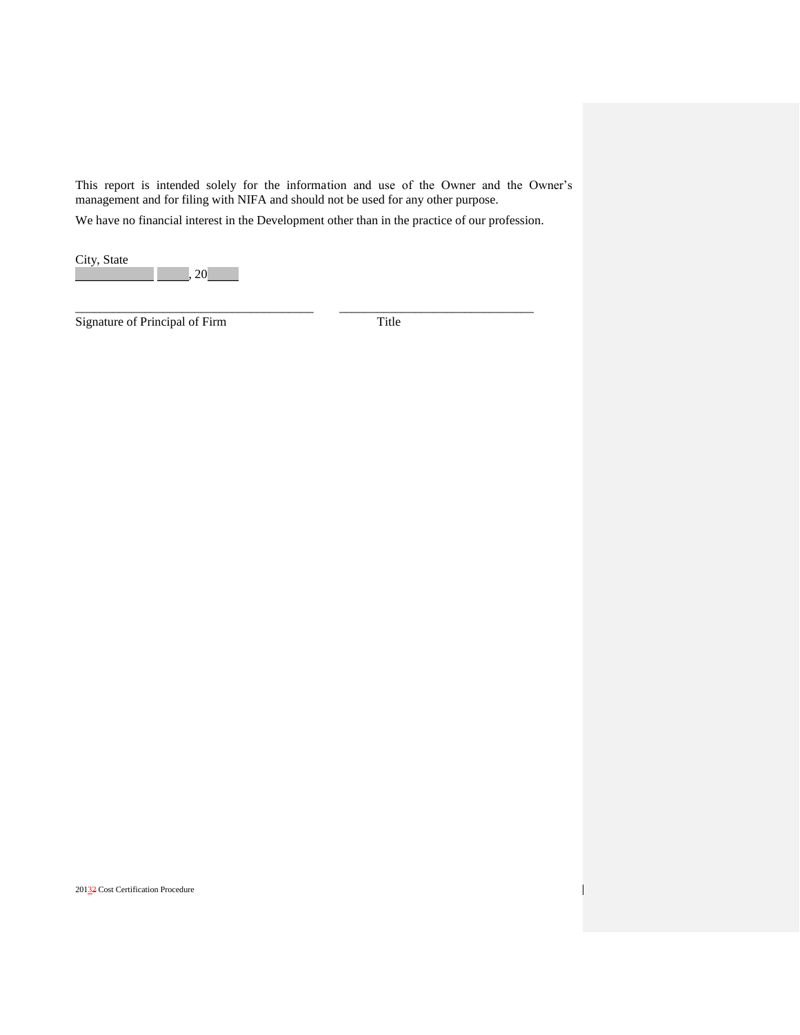This report is intended solely for the information and use of the Owner and the Owner's management and for filing with NIFA and should not be used for any other purpose.

We have no financial interest in the Development other than in the practice of our profession.

City, State
_____________ _____, 20_____

______________________________________ ______________________________

Signature of Principal of Firm Title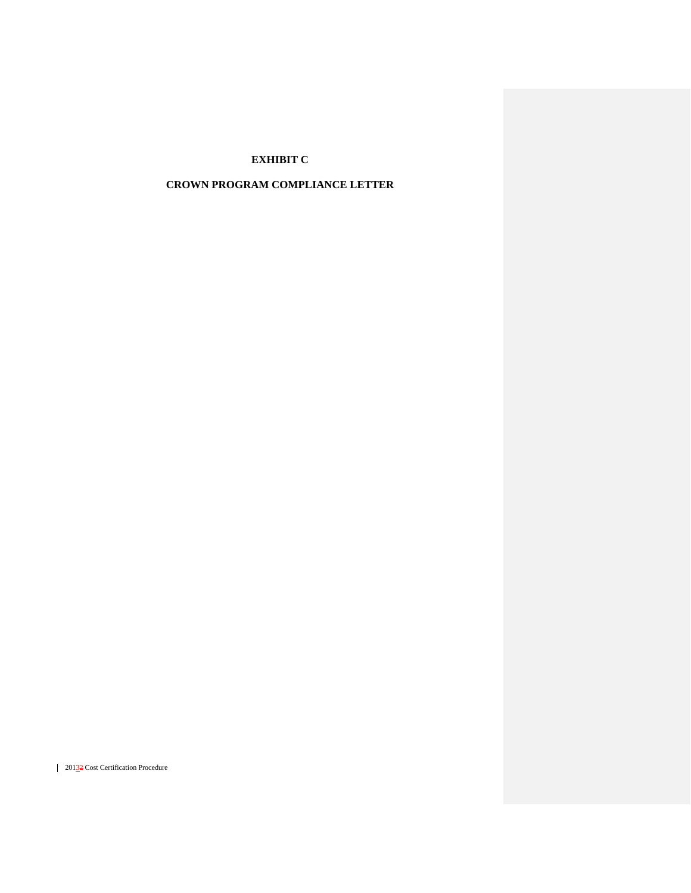# EXHIBIT C

# CROWN PROGRAM COMPLIANCE LETTER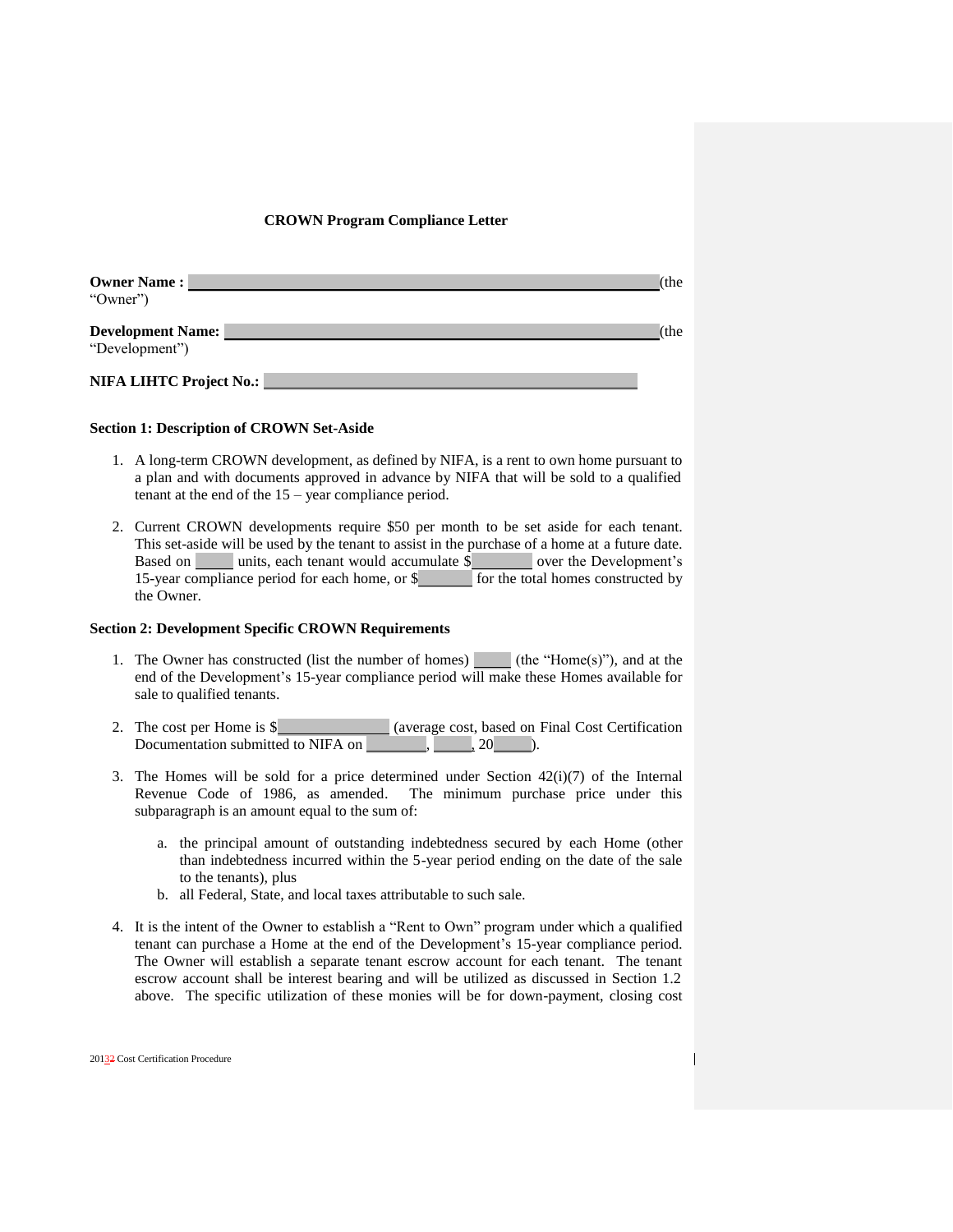**CROWN Program Compliance Letter**

**Owner Name :** ______________________________________________ (the "Owner")

**Development Name:** __________________________________________ (the "Development")

**NIFA LIHTC Project No.:** ____________________________________

**Section 1: Description of CROWN Set-Aside**

1. A long-term CROWN development, as defined by NIFA, is a rent to own home pursuant to a plan and with documents approved in advance by NIFA that will be sold to a qualified tenant at the end of the 15 – year compliance period.

2. Current CROWN developments require $50 per month to be set aside for each tenant. This set-aside will be used by the tenant to assist in the purchase of a home at a future date. Based on _____ units, each tenant would accumulate $________ over the Development's 15-year compliance period for each home, or $________ for the total homes constructed by the Owner.

**Section 2: Development Specific CROWN Requirements**

1. The Owner has constructed (list the number of homes) _____ (the "Home(s)"), and at the end of the Development's 15-year compliance period will make these Homes available for sale to qualified tenants.

2. The cost per Home is $______________ (average cost, based on Final Cost Certification Documentation submitted to NIFA on _________, _____, 20_____).

3. The Homes will be sold for a price determined under Section 42(i)(7) of the Internal Revenue Code of 1986, as amended. The minimum purchase price under this subparagraph is an amount equal to the sum of:

   a. the principal amount of outstanding indebtedness secured by each Home (other than indebtedness incurred within the 5-year period ending on the date of the sale to the tenants), plus
   b. all Federal, State, and local taxes attributable to such sale.

4. It is the intent of the Owner to establish a "Rent to Own" program under which a qualified tenant can purchase a Home at the end of the Development's 15-year compliance period. The Owner will establish a separate tenant escrow account for each tenant. The tenant escrow account shall be interest bearing and will be utilized as discussed in Section 1.2 above. The specific utilization of these monies will be for down-payment, closing cost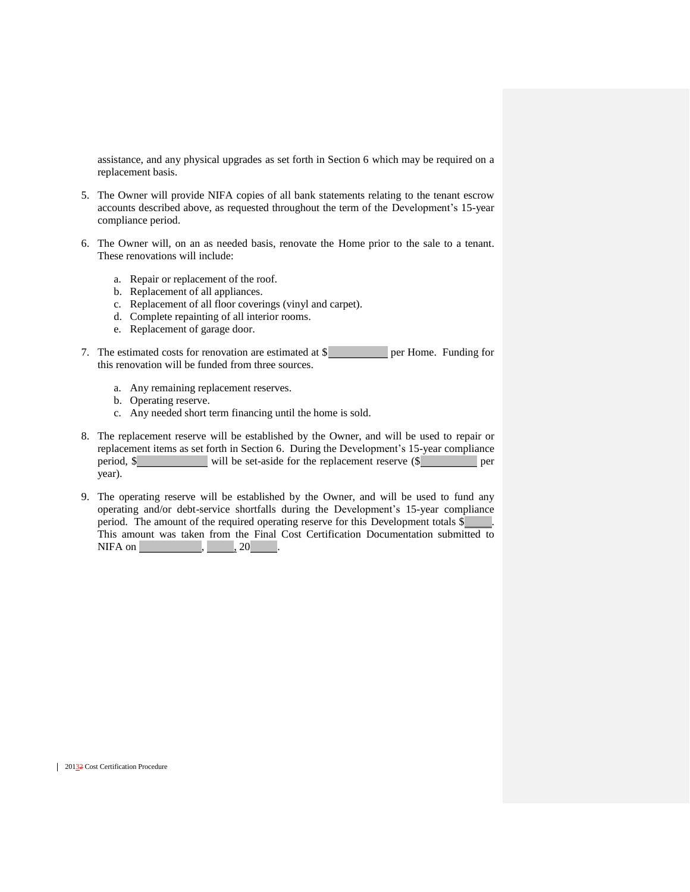assistance, and any physical upgrades as set forth in Section 6 which may be required on a replacement basis.

5. The Owner will provide NIFA copies of all bank statements relating to the tenant escrow accounts described above, as requested throughout the term of the Development's 15-year compliance period.

6. The Owner will, on an as needed basis, renovate the Home prior to the sale to a tenant. These renovations will include:

   a. Repair or replacement of the roof.
   b. Replacement of all appliances.
   c. Replacement of all floor coverings (vinyl and carpet).
   d. Complete repainting of all interior rooms.
   e. Replacement of garage door.

7. The estimated costs for renovation are estimated at $\_\_\_\_\_\_\_\_\_\_ per Home. Funding for this renovation will be funded from three sources.

   a. Any remaining replacement reserves.
   b. Operating reserve.
   c. Any needed short term financing until the home is sold.

8. The replacement reserve will be established by the Owner, and will be used to repair or replacement items as set forth in Section 6. During the Development's 15-year compliance period, $\_\_\_\_\_\_\_\_\_\_ will be set-aside for the replacement reserve ($\_\_\_\_\_\_\_\_\_\_ per year).

9. The operating reserve will be established by the Owner, and will be used to fund any operating and/or debt-service shortfalls during the Development's 15-year compliance period. The amount of the required operating reserve for this Development totals $\_\_\_\_\_. This amount was taken from the Final Cost Certification Documentation submitted to NIFA on \_\_\_\_\_\_\_\_\_\_, \_\_\_\_\_, 20\_\_\_\_\_.